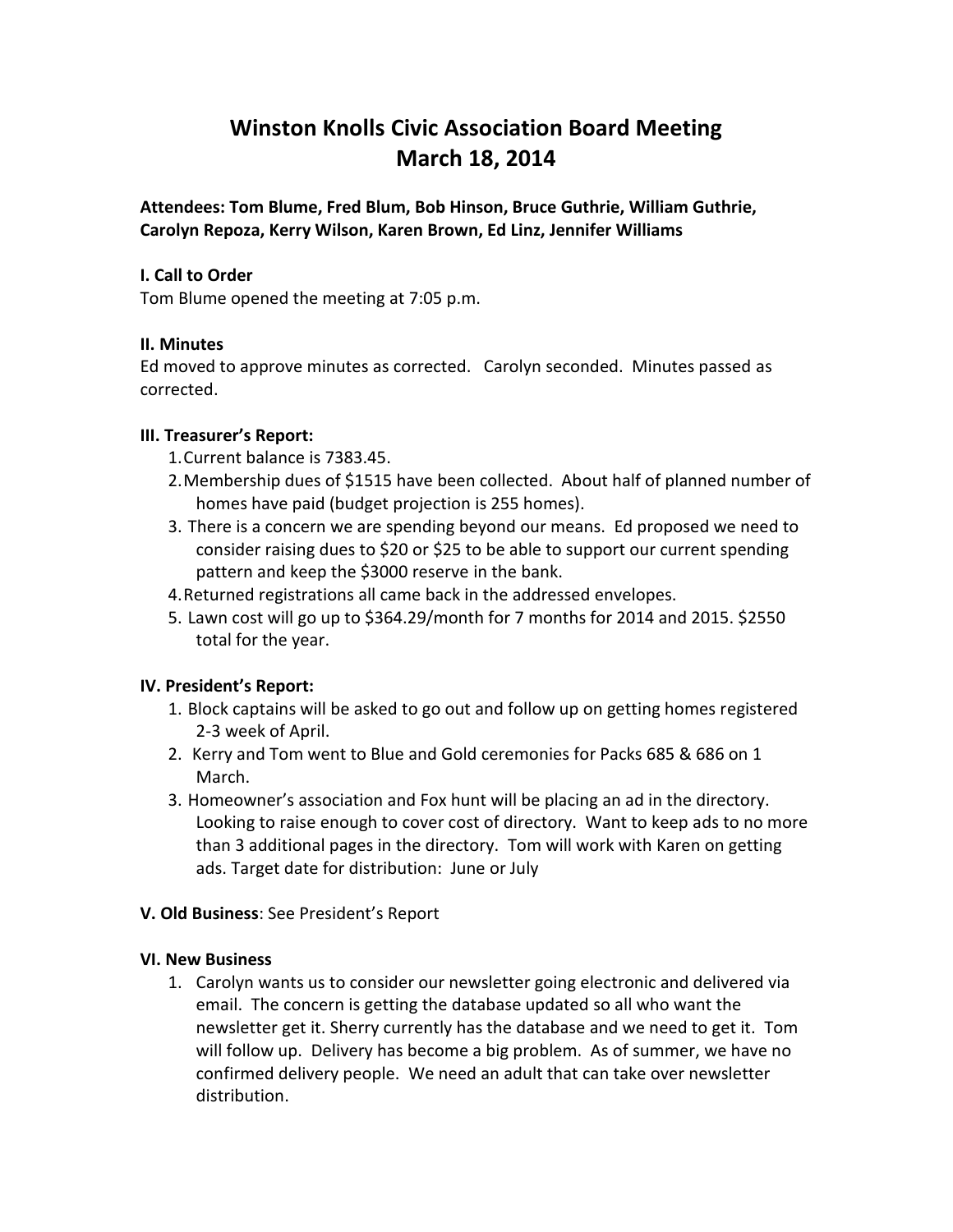# Winston Knolls Civic Association Board Meeting
# March 18, 2014

**Attendees: Tom Blume, Fred Blum, Bob Hinson, Bruce Guthrie, William Guthrie, Carolyn Repoza, Kerry Wilson, Karen Brown, Ed Linz, Jennifer Williams**

**I. Call to Order**

Tom Blume opened the meeting at 7:05 p.m.

**II. Minutes**

Ed moved to approve minutes as corrected. Carolyn seconded. Minutes passed as corrected.

**III. Treasurer's Report:**

1. Current balance is 7383.45.
2. Membership dues of $1515 have been collected. About half of planned number of homes have paid (budget projection is 255 homes).
3. There is a concern we are spending beyond our means. Ed proposed we need to consider raising dues to $20 or $25 to be able to support our current spending pattern and keep the $3000 reserve in the bank.
4. Returned registrations all came back in the addressed envelopes.
5. Lawn cost will go up to $364.29/month for 7 months for 2014 and 2015. $2550 total for the year.

**IV. President's Report:**

1. Block captains will be asked to go out and follow up on getting homes registered 2-3 week of April.
2. Kerry and Tom went to Blue and Gold ceremonies for Packs 685 & 686 on 1 March.
3. Homeowner's association and Fox hunt will be placing an ad in the directory. Looking to raise enough to cover cost of directory. Want to keep ads to no more than 3 additional pages in the directory. Tom will work with Karen on getting ads. Target date for distribution: June or July

**V. Old Business**: See President's Report

**VI. New Business**

1. Carolyn wants us to consider our newsletter going electronic and delivered via email. The concern is getting the database updated so all who want the newsletter get it. Sherry currently has the database and we need to get it. Tom will follow up. Delivery has become a big problem. As of summer, we have no confirmed delivery people. We need an adult that can take over newsletter distribution.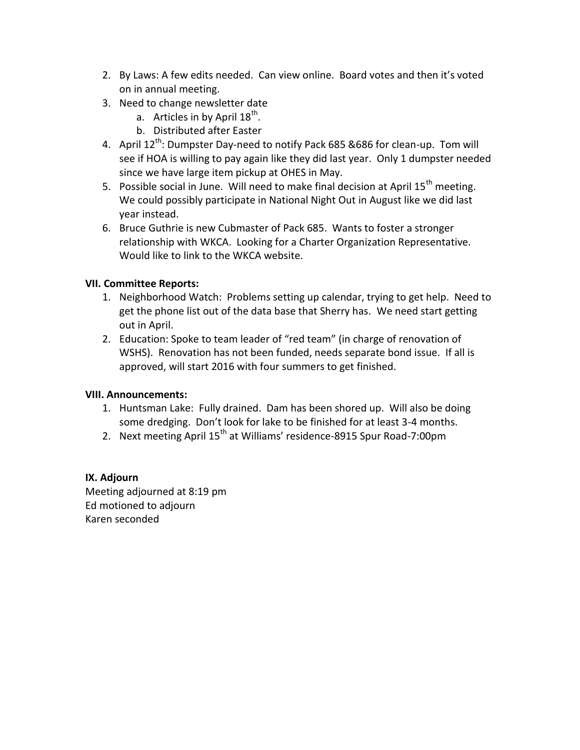2. By Laws: A few edits needed. Can view online. Board votes and then it's voted on in annual meeting.
3. Need to change newsletter date
   a. Articles in by April 18th.
   b. Distributed after Easter
4. April 12th: Dumpster Day-need to notify Pack 685 &686 for clean-up. Tom will see if HOA is willing to pay again like they did last year. Only 1 dumpster needed since we have large item pickup at OHES in May.
5. Possible social in June. Will need to make final decision at April 15th meeting. We could possibly participate in National Night Out in August like we did last year instead.
6. Bruce Guthrie is new Cubmaster of Pack 685. Wants to foster a stronger relationship with WKCA. Looking for a Charter Organization Representative. Would like to link to the WKCA website.

**VII. Committee Reports:**

1. Neighborhood Watch: Problems setting up calendar, trying to get help. Need to get the phone list out of the data base that Sherry has. We need start getting out in April.
2. Education: Spoke to team leader of "red team" (in charge of renovation of WSHS). Renovation has not been funded, needs separate bond issue. If all is approved, will start 2016 with four summers to get finished.

**VIII. Announcements:**

1. Huntsman Lake: Fully drained. Dam has been shored up. Will also be doing some dredging. Don't look for lake to be finished for at least 3-4 months.
2. Next meeting April 15th at Williams' residence-8915 Spur Road-7:00pm

**IX. Adjourn**

Meeting adjourned at 8:19 pm
Ed motioned to adjourn
Karen seconded